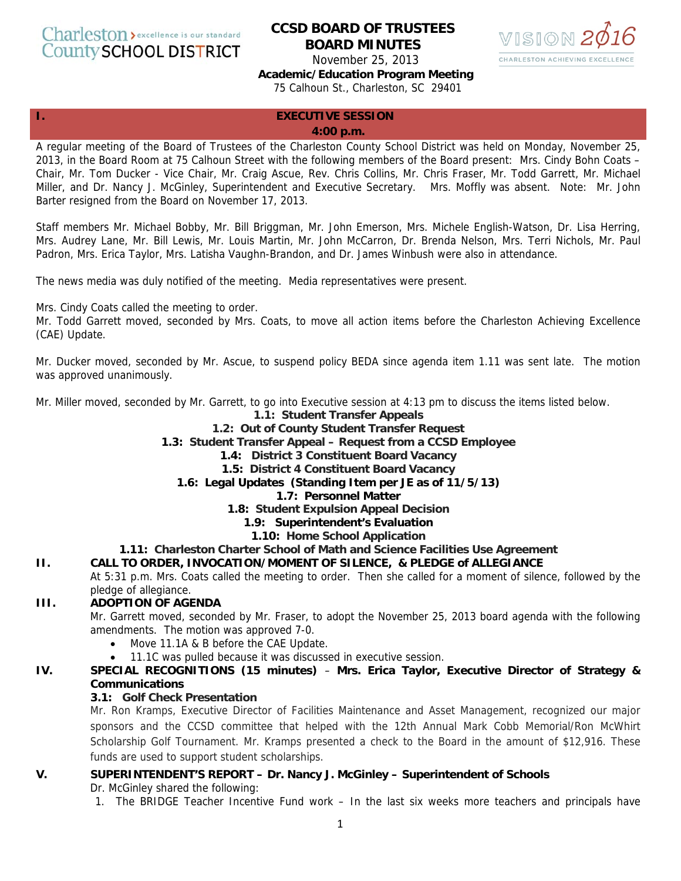# CCSD BOARD OF TRUSTEES
# BOARD MINUTES

November 25, 2013
**Academic/Education Program Meeting**
75 Calhoun St., Charleston, SC 29401

## I. EXECUTIVE SESSION
**4:00 p.m.**

A regular meeting of the Board of Trustees of the Charleston County School District was held on Monday, November 25, 2013, in the Board Room at 75 Calhoun Street with the following members of the Board present: Mrs. Cindy Bohn Coats – Chair, Mr. Tom Ducker - Vice Chair, Mr. Craig Ascue, Rev. Chris Collins, Mr. Chris Fraser, Mr. Todd Garrett, Mr. Michael Miller, and Dr. Nancy J. McGinley, Superintendent and Executive Secretary. Mrs. Moffly was absent. Note: Mr. John Barter resigned from the Board on November 17, 2013.

Staff members Mr. Michael Bobby, Mr. Bill Briggman, Mr. John Emerson, Mrs. Michele English-Watson, Dr. Lisa Herring, Mrs. Audrey Lane, Mr. Bill Lewis, Mr. Louis Martin, Mr. John McCarron, Dr. Brenda Nelson, Mrs. Terri Nichols, Mr. Paul Padron, Mrs. Erica Taylor, Mrs. Latisha Vaughn-Brandon, and Dr. James Winbush were also in attendance.

The news media was duly notified of the meeting. Media representatives were present.

Mrs. Cindy Coats called the meeting to order.
Mr. Todd Garrett moved, seconded by Mrs. Coats, to move all action items before the Charleston Achieving Excellence (CAE) Update.

Mr. Ducker moved, seconded by Mr. Ascue, to suspend policy BEDA since agenda item 1.11 was sent late. The motion was approved unanimously.

Mr. Miller moved, seconded by Mr. Garrett, to go into Executive session at 4:13 pm to discuss the items listed below.

**1.1: Student Transfer Appeals**
**1.2: Out of County Student Transfer Request**
**1.3: Student Transfer Appeal – Request from a CCSD Employee**
**1.4: District 3 Constituent Board Vacancy**
**1.5: District 4 Constituent Board Vacancy**
**1.6: Legal Updates (Standing Item per JE as of 11/5/13)**
**1.7: Personnel Matter**
**1.8: Student Expulsion Appeal Decision**
**1.9: Superintendent's Evaluation**
**1.10: Home School Application**
**1.11: Charleston Charter School of Math and Science Facilities Use Agreement**

## II. CALL TO ORDER, INVOCATION/MOMENT OF SILENCE, & PLEDGE of ALLEGIANCE

At 5:31 p.m. Mrs. Coats called the meeting to order. Then she called for a moment of silence, followed by the pledge of allegiance.

## III. ADOPTION OF AGENDA

Mr. Garrett moved, seconded by Mr. Fraser, to adopt the November 25, 2013 board agenda with the following amendments. The motion was approved 7-0.

- Move 11.1A & B before the CAE Update.
- 11.1C was pulled because it was discussed in executive session.

## IV. SPECIAL RECOGNITIONS (15 minutes) – Mrs. Erica Taylor, Executive Director of Strategy & Communications

### 3.1: Golf Check Presentation

Mr. Ron Kramps, Executive Director of Facilities Maintenance and Asset Management, recognized our major sponsors and the CCSD committee that helped with the 12th Annual Mark Cobb Memorial/Ron McWhirt Scholarship Golf Tournament. Mr. Kramps presented a check to the Board in the amount of $12,916. These funds are used to support student scholarships.

## V. SUPERINTENDENT'S REPORT – Dr. Nancy J. McGinley – Superintendent of Schools

Dr. McGinley shared the following:

1. The BRIDGE Teacher Incentive Fund work – In the last six weeks more teachers and principals have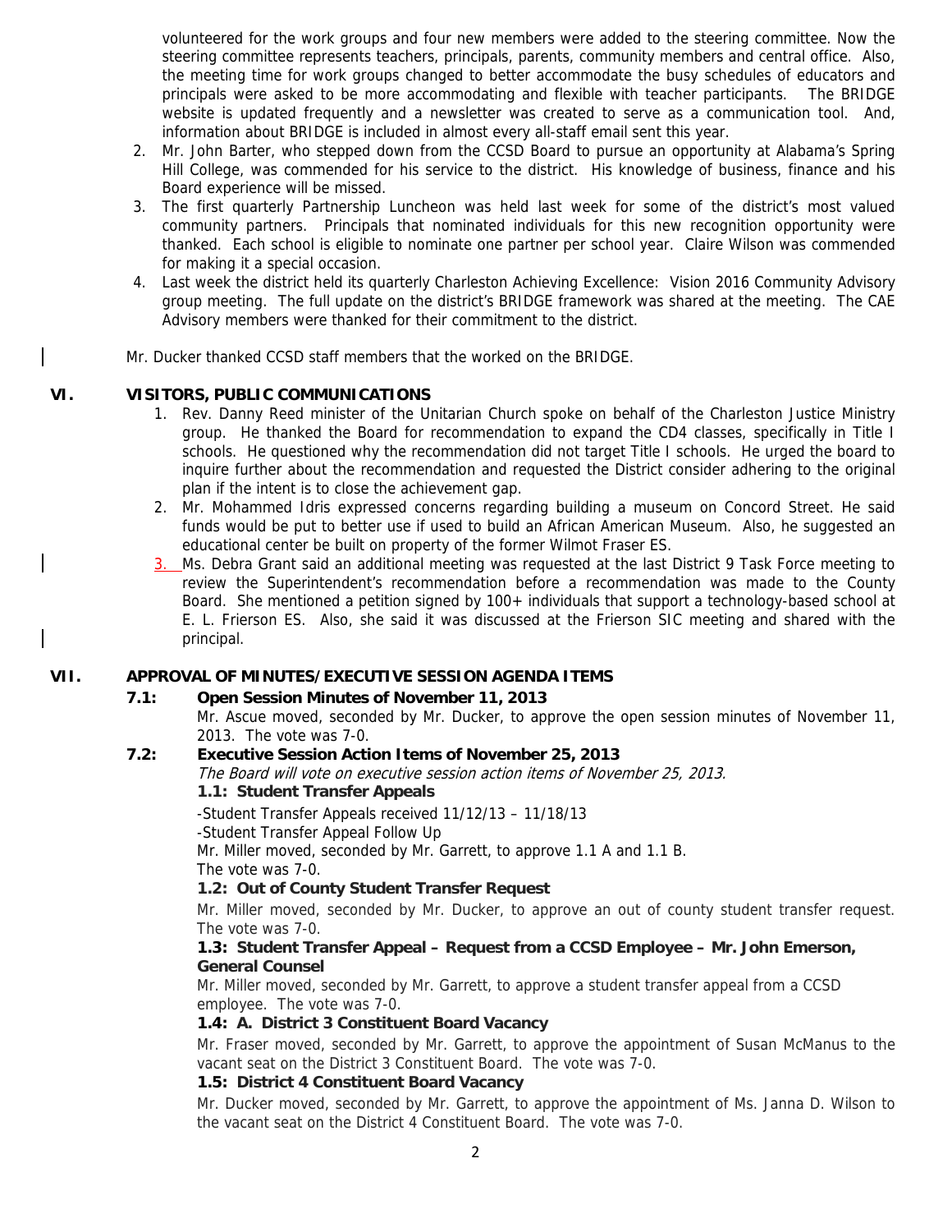volunteered for the work groups and four new members were added to the steering committee. Now the steering committee represents teachers, principals, parents, community members and central office. Also, the meeting time for work groups changed to better accommodate the busy schedules of educators and principals were asked to be more accommodating and flexible with teacher participants. The BRIDGE website is updated frequently and a newsletter was created to serve as a communication tool. And, information about BRIDGE is included in almost every all-staff email sent this year.

2. Mr. John Barter, who stepped down from the CCSD Board to pursue an opportunity at Alabama's Spring Hill College, was commended for his service to the district. His knowledge of business, finance and his Board experience will be missed.
3. The first quarterly Partnership Luncheon was held last week for some of the district's most valued community partners. Principals that nominated individuals for this new recognition opportunity were thanked. Each school is eligible to nominate one partner per school year. Claire Wilson was commended for making it a special occasion.
4. Last week the district held its quarterly Charleston Achieving Excellence: Vision 2016 Community Advisory group meeting. The full update on the district's BRIDGE framework was shared at the meeting. The CAE Advisory members were thanked for their commitment to the district.

Mr. Ducker thanked CCSD staff members that the worked on the BRIDGE.

## VI. VISITORS, PUBLIC COMMUNICATIONS

1. Rev. Danny Reed minister of the Unitarian Church spoke on behalf of the Charleston Justice Ministry group. He thanked the Board for recommendation to expand the CD4 classes, specifically in Title I schools. He questioned why the recommendation did not target Title I schools. He urged the board to inquire further about the recommendation and requested the District consider adhering to the original plan if the intent is to close the achievement gap.
2. Mr. Mohammed Idris expressed concerns regarding building a museum on Concord Street. He said funds would be put to better use if used to build an African American Museum. Also, he suggested an educational center be built on property of the former Wilmot Fraser ES.
3. Ms. Debra Grant said an additional meeting was requested at the last District 9 Task Force meeting to review the Superintendent's recommendation before a recommendation was made to the County Board. She mentioned a petition signed by 100+ individuals that support a technology-based school at E. L. Frierson ES. Also, she said it was discussed at the Frierson SIC meeting and shared with the principal.

## VII. APPROVAL OF MINUTES/EXECUTIVE SESSION AGENDA ITEMS

### 7.1: Open Session Minutes of November 11, 2013

Mr. Ascue moved, seconded by Mr. Ducker, to approve the open session minutes of November 11, 2013. The vote was 7-0.

### 7.2: Executive Session Action Items of November 25, 2013

*The Board will vote on executive session action items of November 25, 2013.*

**1.1: Student Transfer Appeals**

-Student Transfer Appeals received 11/12/13 – 11/18/13
-Student Transfer Appeal Follow Up
Mr. Miller moved, seconded by Mr. Garrett, to approve 1.1 A and 1.1 B.
The vote was 7-0.

**1.2: Out of County Student Transfer Request**

Mr. Miller moved, seconded by Mr. Ducker, to approve an out of county student transfer request. The vote was 7-0.

**1.3: Student Transfer Appeal – Request from a CCSD Employee – Mr. John Emerson, General Counsel**

Mr. Miller moved, seconded by Mr. Garrett, to approve a student transfer appeal from a CCSD employee. The vote was 7-0.

**1.4: A. District 3 Constituent Board Vacancy**

Mr. Fraser moved, seconded by Mr. Garrett, to approve the appointment of Susan McManus to the vacant seat on the District 3 Constituent Board. The vote was 7-0.

**1.5: District 4 Constituent Board Vacancy**

Mr. Ducker moved, seconded by Mr. Garrett, to approve the appointment of Ms. Janna D. Wilson to the vacant seat on the District 4 Constituent Board. The vote was 7-0.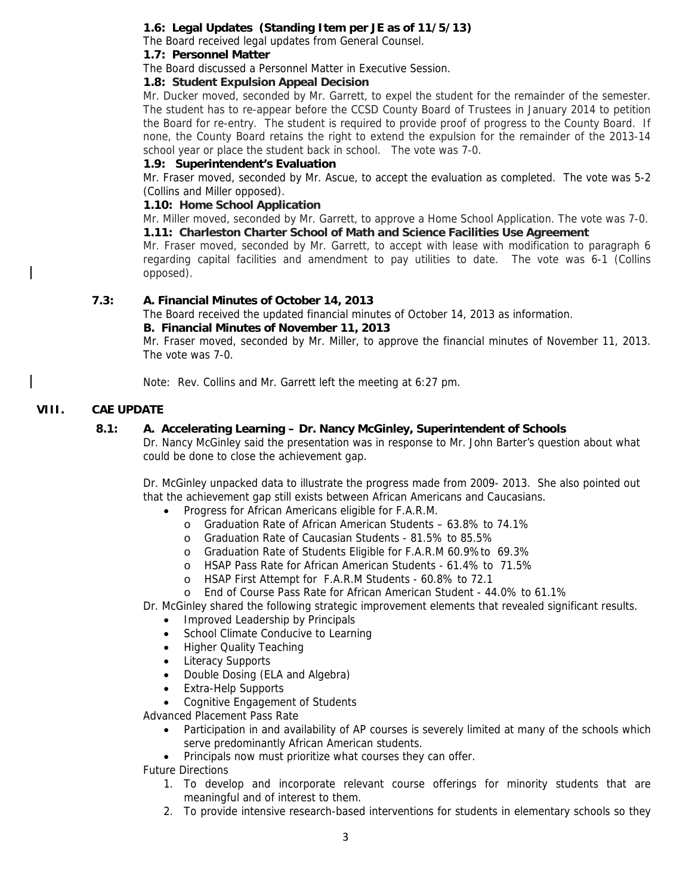**1.6: Legal Updates (Standing Item per JE as of 11/5/13)**

The Board received legal updates from General Counsel.

**1.7: Personnel Matter**

The Board discussed a Personnel Matter in Executive Session.

**1.8: Student Expulsion Appeal Decision**

Mr. Ducker moved, seconded by Mr. Garrett, to expel the student for the remainder of the semester. The student has to re-appear before the CCSD County Board of Trustees in January 2014 to petition the Board for re-entry. The student is required to provide proof of progress to the County Board. If none, the County Board retains the right to extend the expulsion for the remainder of the 2013-14 school year or place the student back in school. The vote was 7-0.

**1.9: Superintendent's Evaluation**

Mr. Fraser moved, seconded by Mr. Ascue, to accept the evaluation as completed. The vote was 5-2 (Collins and Miller opposed).

**1.10: Home School Application**

Mr. Miller moved, seconded by Mr. Garrett, to approve a Home School Application. The vote was 7-0.

**1.11: Charleston Charter School of Math and Science Facilities Use Agreement**

Mr. Fraser moved, seconded by Mr. Garrett, to accept with lease with modification to paragraph 6 regarding capital facilities and amendment to pay utilities to date. The vote was 6-1 (Collins opposed).

**7.3: A. Financial Minutes of October 14, 2013**

The Board received the updated financial minutes of October 14, 2013 as information.

**B. Financial Minutes of November 11, 2013**

Mr. Fraser moved, seconded by Mr. Miller, to approve the financial minutes of November 11, 2013. The vote was 7-0.

Note: Rev. Collins and Mr. Garrett left the meeting at 6:27 pm.

## VIII. CAE UPDATE

**8.1: A. Accelerating Learning – Dr. Nancy McGinley, Superintendent of Schools**

Dr. Nancy McGinley said the presentation was in response to Mr. John Barter's question about what could be done to close the achievement gap.

Dr. McGinley unpacked data to illustrate the progress made from 2009- 2013. She also pointed out that the achievement gap still exists between African Americans and Caucasians.

- Progress for African Americans eligible for F.A.R.M.
  - Graduation Rate of African American Students – 63.8% to 74.1%
  - Graduation Rate of Caucasian Students - 81.5% to 85.5%
  - Graduation Rate of Students Eligible for F.A.R.M 60.9% to 69.3%
  - HSAP Pass Rate for African American Students - 61.4% to 71.5%
  - HSAP First Attempt for F.A.R.M Students - 60.8% to 72.1
  - End of Course Pass Rate for African American Student - 44.0% to 61.1%

Dr. McGinley shared the following strategic improvement elements that revealed significant results.

- Improved Leadership by Principals
- School Climate Conducive to Learning
- Higher Quality Teaching
- Literacy Supports
- Double Dosing (ELA and Algebra)
- Extra-Help Supports
- Cognitive Engagement of Students

Advanced Placement Pass Rate

- Participation in and availability of AP courses is severely limited at many of the schools which serve predominantly African American students.
- Principals now must prioritize what courses they can offer.

Future Directions

1. To develop and incorporate relevant course offerings for minority students that are meaningful and of interest to them.
2. To provide intensive research-based interventions for students in elementary schools so they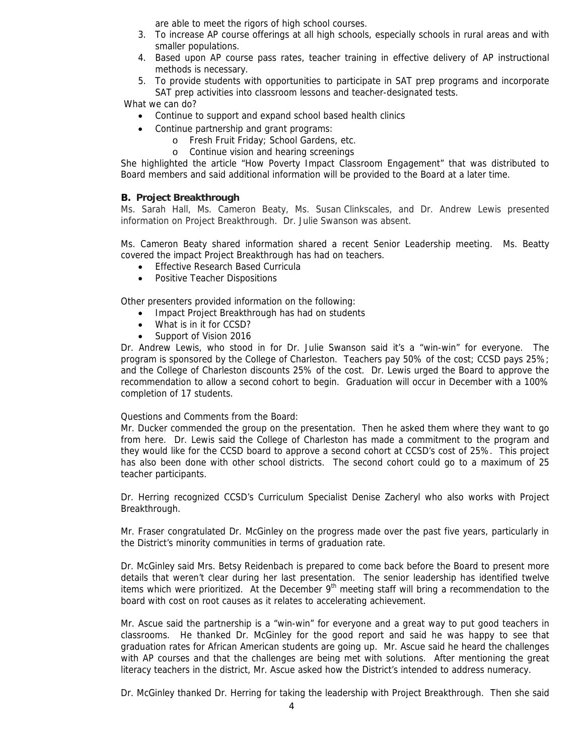are able to meet the rigors of high school courses.

3. To increase AP course offerings at all high schools, especially schools in rural areas and with smaller populations.
4. Based upon AP course pass rates, teacher training in effective delivery of AP instructional methods is necessary.
5. To provide students with opportunities to participate in SAT prep programs and incorporate SAT prep activities into classroom lessons and teacher-designated tests.

What we can do?

- Continue to support and expand school based health clinics
- Continue partnership and grant programs:
  - Fresh Fruit Friday; School Gardens, etc.
  - Continue vision and hearing screenings

She highlighted the article "How Poverty Impact Classroom Engagement" that was distributed to Board members and said additional information will be provided to the Board at a later time.

**B. Project Breakthrough**

Ms. Sarah Hall, Ms. Cameron Beaty, Ms. Susan Clinkscales, and Dr. Andrew Lewis presented information on Project Breakthrough. Dr. Julie Swanson was absent.

Ms. Cameron Beaty shared information shared a recent Senior Leadership meeting. Ms. Beatty covered the impact Project Breakthrough has had on teachers.

- Effective Research Based Curricula
- Positive Teacher Dispositions

Other presenters provided information on the following:

- Impact Project Breakthrough has had on students
- What is in it for CCSD?
- Support of Vision 2016

Dr. Andrew Lewis, who stood in for Dr. Julie Swanson said it's a "win-win" for everyone. The program is sponsored by the College of Charleston. Teachers pay 50% of the cost; CCSD pays 25%; and the College of Charleston discounts 25% of the cost. Dr. Lewis urged the Board to approve the recommendation to allow a second cohort to begin. Graduation will occur in December with a 100% completion of 17 students.

Questions and Comments from the Board:

Mr. Ducker commended the group on the presentation. Then he asked them where they want to go from here. Dr. Lewis said the College of Charleston has made a commitment to the program and they would like for the CCSD board to approve a second cohort at CCSD's cost of 25%. This project has also been done with other school districts. The second cohort could go to a maximum of 25 teacher participants.

Dr. Herring recognized CCSD's Curriculum Specialist Denise Zacheryl who also works with Project Breakthrough.

Mr. Fraser congratulated Dr. McGinley on the progress made over the past five years, particularly in the District's minority communities in terms of graduation rate.

Dr. McGinley said Mrs. Betsy Reidenbach is prepared to come back before the Board to present more details that weren't clear during her last presentation. The senior leadership has identified twelve items which were prioritized. At the December 9th meeting staff will bring a recommendation to the board with cost on root causes as it relates to accelerating achievement.

Mr. Ascue said the partnership is a "win-win" for everyone and a great way to put good teachers in classrooms. He thanked Dr. McGinley for the good report and said he was happy to see that graduation rates for African American students are going up. Mr. Ascue said he heard the challenges with AP courses and that the challenges are being met with solutions. After mentioning the great literacy teachers in the district, Mr. Ascue asked how the District's intended to address numeracy.

Dr. McGinley thanked Dr. Herring for taking the leadership with Project Breakthrough. Then she said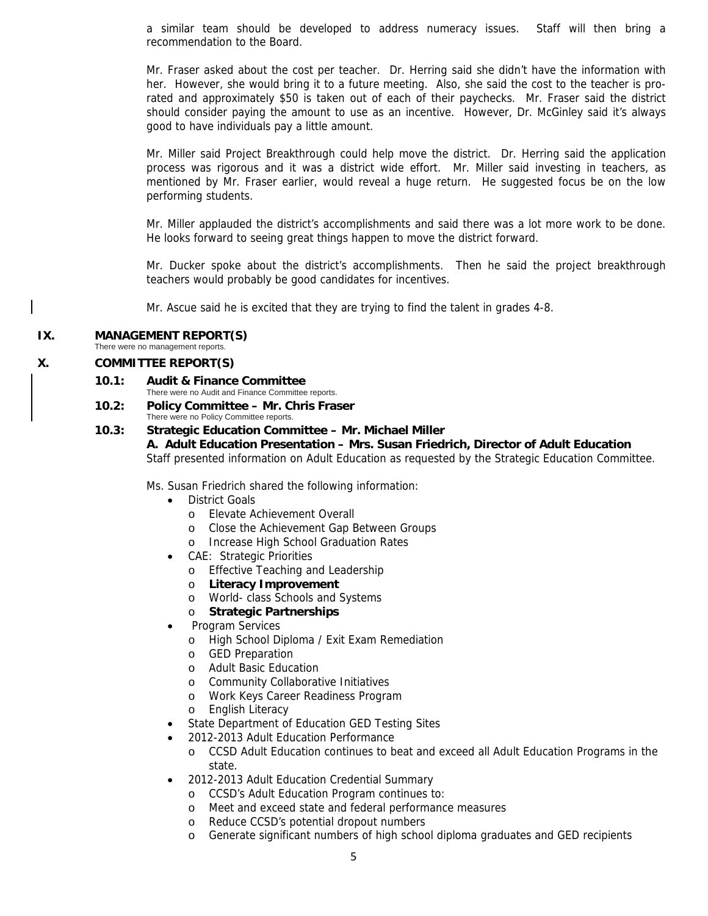a similar team should be developed to address numeracy issues. Staff will then bring a recommendation to the Board.

Mr. Fraser asked about the cost per teacher. Dr. Herring said she didn't have the information with her. However, she would bring it to a future meeting. Also, she said the cost to the teacher is pro-rated and approximately $50 is taken out of each of their paychecks. Mr. Fraser said the district should consider paying the amount to use as an incentive. However, Dr. McGinley said it's always good to have individuals pay a little amount.

Mr. Miller said Project Breakthrough could help move the district. Dr. Herring said the application process was rigorous and it was a district wide effort. Mr. Miller said investing in teachers, as mentioned by Mr. Fraser earlier, would reveal a huge return. He suggested focus be on the low performing students.

Mr. Miller applauded the district's accomplishments and said there was a lot more work to be done. He looks forward to seeing great things happen to move the district forward.

Mr. Ducker spoke about the district's accomplishments. Then he said the project breakthrough teachers would probably be good candidates for incentives.

Mr. Ascue said he is excited that they are trying to find the talent in grades 4-8.

## IX. MANAGEMENT REPORT(S)

There were no management reports.

## X. COMMITTEE REPORT(S)

### 10.1: Audit & Finance Committee

There were no Audit and Finance Committee reports.

### 10.2: Policy Committee – Mr. Chris Fraser

There were no Policy Committee reports.

### 10.3: Strategic Education Committee – Mr. Michael Miller

**A. Adult Education Presentation – Mrs. Susan Friedrich, Director of Adult Education**

Staff presented information on Adult Education as requested by the Strategic Education Committee.

Ms. Susan Friedrich shared the following information:

- District Goals
  - Elevate Achievement Overall
  - Close the Achievement Gap Between Groups
  - Increase High School Graduation Rates
- CAE: Strategic Priorities
  - Effective Teaching and Leadership
  - **Literacy Improvement**
  - World- class Schools and Systems
  - **Strategic Partnerships**
- Program Services
  - High School Diploma / Exit Exam Remediation
  - GED Preparation
  - Adult Basic Education
  - Community Collaborative Initiatives
  - Work Keys Career Readiness Program
  - English Literacy
- State Department of Education GED Testing Sites
- 2012-2013 Adult Education Performance
  - CCSD Adult Education continues to beat and exceed all Adult Education Programs in the state.
- 2012-2013 Adult Education Credential Summary
  - CCSD's Adult Education Program continues to:
  - Meet and exceed state and federal performance measures
  - Reduce CCSD's potential dropout numbers
  - Generate significant numbers of high school diploma graduates and GED recipients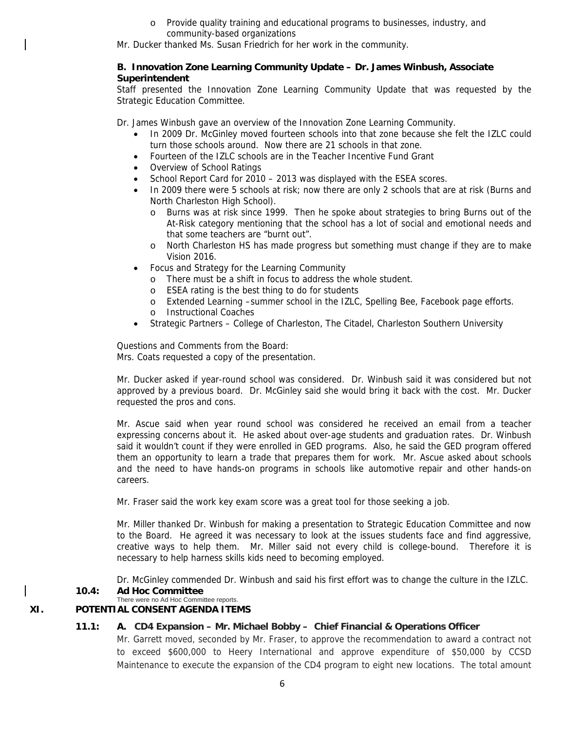- Provide quality training and educational programs to businesses, industry, and community-based organizations

Mr. Ducker thanked Ms. Susan Friedrich for her work in the community.

**B. Innovation Zone Learning Community Update – Dr. James Winbush, Associate Superintendent**

Staff presented the Innovation Zone Learning Community Update that was requested by the Strategic Education Committee.

Dr. James Winbush gave an overview of the Innovation Zone Learning Community.

- In 2009 Dr. McGinley moved fourteen schools into that zone because she felt the IZLC could turn those schools around. Now there are 21 schools in that zone.
- Fourteen of the IZLC schools are in the Teacher Incentive Fund Grant
- Overview of School Ratings
- School Report Card for 2010 – 2013 was displayed with the ESEA scores.
- In 2009 there were 5 schools at risk; now there are only 2 schools that are at risk (Burns and North Charleston High School).
  - Burns was at risk since 1999. Then he spoke about strategies to bring Burns out of the At-Risk category mentioning that the school has a lot of social and emotional needs and that some teachers are "burnt out".
  - North Charleston HS has made progress but something must change if they are to make Vision 2016.
- Focus and Strategy for the Learning Community
  - There must be a shift in focus to address the whole student.
  - ESEA rating is the best thing to do for students
  - Extended Learning –summer school in the IZLC, Spelling Bee, Facebook page efforts.
  - Instructional Coaches
- Strategic Partners – College of Charleston, The Citadel, Charleston Southern University

Questions and Comments from the Board:
Mrs. Coats requested a copy of the presentation.

Mr. Ducker asked if year-round school was considered. Dr. Winbush said it was considered but not approved by a previous board. Dr. McGinley said she would bring it back with the cost. Mr. Ducker requested the pros and cons.

Mr. Ascue said when year round school was considered he received an email from a teacher expressing concerns about it. He asked about over-age students and graduation rates. Dr. Winbush said it wouldn't count if they were enrolled in GED programs. Also, he said the GED program offered them an opportunity to learn a trade that prepares them for work. Mr. Ascue asked about schools and the need to have hands-on programs in schools like automotive repair and other hands-on careers.

Mr. Fraser said the work key exam score was a great tool for those seeking a job.

Mr. Miller thanked Dr. Winbush for making a presentation to Strategic Education Committee and now to the Board. He agreed it was necessary to look at the issues students face and find aggressive, creative ways to help them. Mr. Miller said not every child is college-bound. Therefore it is necessary to help harness skills kids need to becoming employed.

Dr. McGinley commended Dr. Winbush and said his first effort was to change the culture in the IZLC.

**10.4: Ad Hoc Committee**

There were no Ad Hoc Committee reports.

## XI. POTENTIAL CONSENT AGENDA ITEMS

**11.1: A. CD4 Expansion – Mr. Michael Bobby – Chief Financial & Operations Officer**

Mr. Garrett moved, seconded by Mr. Fraser, to approve the recommendation to award a contract not to exceed $600,000 to Heery International and approve expenditure of $50,000 by CCSD Maintenance to execute the expansion of the CD4 program to eight new locations. The total amount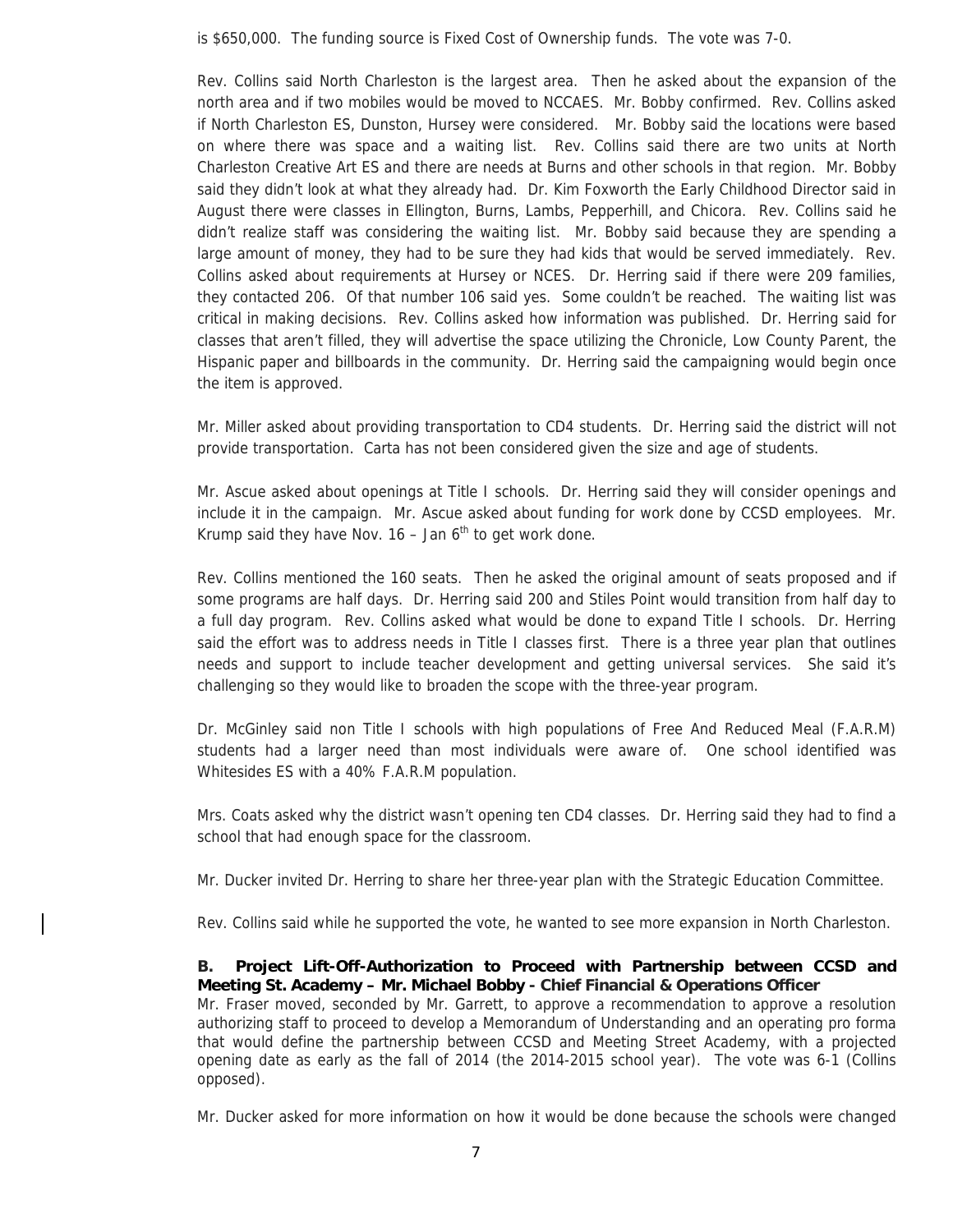is $650,000. The funding source is Fixed Cost of Ownership funds. The vote was 7-0.

Rev. Collins said North Charleston is the largest area. Then he asked about the expansion of the north area and if two mobiles would be moved to NCCAES. Mr. Bobby confirmed. Rev. Collins asked if North Charleston ES, Dunston, Hursey were considered. Mr. Bobby said the locations were based on where there was space and a waiting list. Rev. Collins said there are two units at North Charleston Creative Art ES and there are needs at Burns and other schools in that region. Mr. Bobby said they didn't look at what they already had. Dr. Kim Foxworth the Early Childhood Director said in August there were classes in Ellington, Burns, Lambs, Pepperhill, and Chicora. Rev. Collins said he didn't realize staff was considering the waiting list. Mr. Bobby said because they are spending a large amount of money, they had to be sure they had kids that would be served immediately. Rev. Collins asked about requirements at Hursey or NCES. Dr. Herring said if there were 209 families, they contacted 206. Of that number 106 said yes. Some couldn't be reached. The waiting list was critical in making decisions. Rev. Collins asked how information was published. Dr. Herring said for classes that aren't filled, they will advertise the space utilizing the Chronicle, Low County Parent, the Hispanic paper and billboards in the community. Dr. Herring said the campaigning would begin once the item is approved.

Mr. Miller asked about providing transportation to CD4 students. Dr. Herring said the district will not provide transportation. Carta has not been considered given the size and age of students.

Mr. Ascue asked about openings at Title I schools. Dr. Herring said they will consider openings and include it in the campaign. Mr. Ascue asked about funding for work done by CCSD employees. Mr. Krump said they have Nov. 16 – Jan 6th to get work done.

Rev. Collins mentioned the 160 seats. Then he asked the original amount of seats proposed and if some programs are half days. Dr. Herring said 200 and Stiles Point would transition from half day to a full day program. Rev. Collins asked what would be done to expand Title I schools. Dr. Herring said the effort was to address needs in Title I classes first. There is a three year plan that outlines needs and support to include teacher development and getting universal services. She said it's challenging so they would like to broaden the scope with the three-year program.

Dr. McGinley said non Title I schools with high populations of Free And Reduced Meal (F.A.R.M) students had a larger need than most individuals were aware of. One school identified was Whitesides ES with a 40% F.A.R.M population.

Mrs. Coats asked why the district wasn't opening ten CD4 classes. Dr. Herring said they had to find a school that had enough space for the classroom.

Mr. Ducker invited Dr. Herring to share her three-year plan with the Strategic Education Committee.

Rev. Collins said while he supported the vote, he wanted to see more expansion in North Charleston.

**B. Project Lift-Off-Authorization to Proceed with Partnership between CCSD and Meeting St. Academy – Mr. Michael Bobby - Chief Financial & Operations Officer**

Mr. Fraser moved, seconded by Mr. Garrett, to approve a recommendation to approve a resolution authorizing staff to proceed to develop a Memorandum of Understanding and an operating pro forma that would define the partnership between CCSD and Meeting Street Academy, with a projected opening date as early as the fall of 2014 (the 2014-2015 school year). The vote was 6-1 (Collins opposed).

Mr. Ducker asked for more information on how it would be done because the schools were changed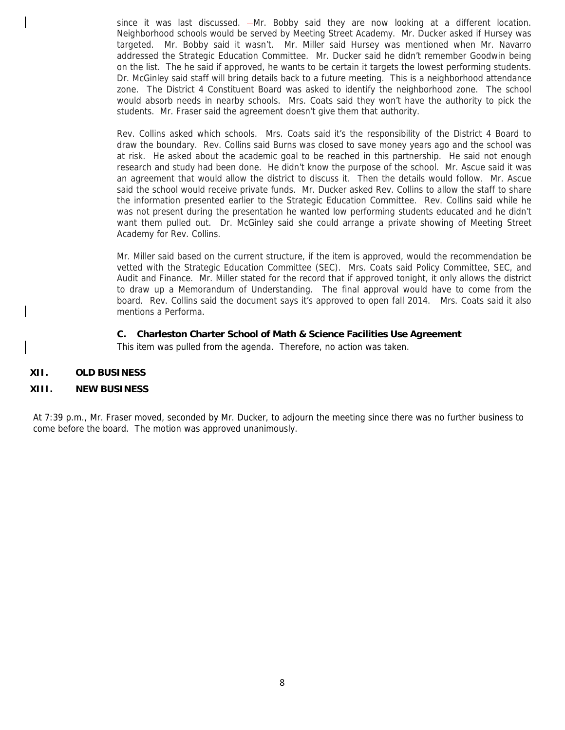since it was last discussed. —Mr. Bobby said they are now looking at a different location. Neighborhood schools would be served by Meeting Street Academy. Mr. Ducker asked if Hursey was targeted. Mr. Bobby said it wasn't. Mr. Miller said Hursey was mentioned when Mr. Navarro addressed the Strategic Education Committee. Mr. Ducker said he didn't remember Goodwin being on the list. The he said if approved, he wants to be certain it targets the lowest performing students. Dr. McGinley said staff will bring details back to a future meeting. This is a neighborhood attendance zone. The District 4 Constituent Board was asked to identify the neighborhood zone. The school would absorb needs in nearby schools. Mrs. Coats said they won't have the authority to pick the students. Mr. Fraser said the agreement doesn't give them that authority.

Rev. Collins asked which schools. Mrs. Coats said it's the responsibility of the District 4 Board to draw the boundary. Rev. Collins said Burns was closed to save money years ago and the school was at risk. He asked about the academic goal to be reached in this partnership. He said not enough research and study had been done. He didn't know the purpose of the school. Mr. Ascue said it was an agreement that would allow the district to discuss it. Then the details would follow. Mr. Ascue said the school would receive private funds. Mr. Ducker asked Rev. Collins to allow the staff to share the information presented earlier to the Strategic Education Committee. Rev. Collins said while he was not present during the presentation he wanted low performing students educated and he didn't want them pulled out. Dr. McGinley said she could arrange a private showing of Meeting Street Academy for Rev. Collins.

Mr. Miller said based on the current structure, if the item is approved, would the recommendation be vetted with the Strategic Education Committee (SEC). Mrs. Coats said Policy Committee, SEC, and Audit and Finance. Mr. Miller stated for the record that if approved tonight, it only allows the district to draw up a Memorandum of Understanding. The final approval would have to come from the board. Rev. Collins said the document says it's approved to open fall 2014. Mrs. Coats said it also mentions a Performa.

**C. Charleston Charter School of Math & Science Facilities Use Agreement**

This item was pulled from the agenda. Therefore, no action was taken.

## XII. OLD BUSINESS

## XIII. NEW BUSINESS

At 7:39 p.m., Mr. Fraser moved, seconded by Mr. Ducker, to adjourn the meeting since there was no further business to come before the board. The motion was approved unanimously.